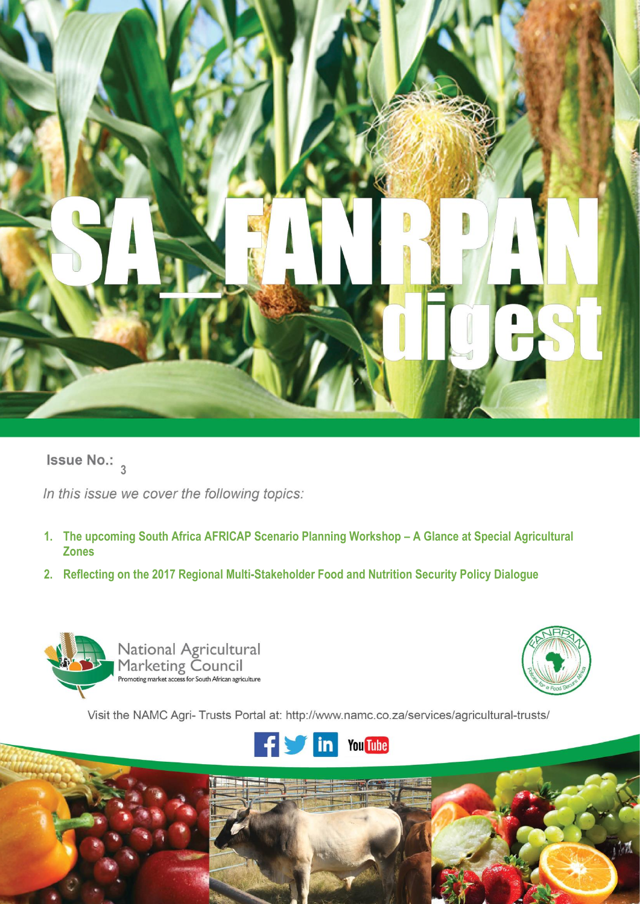# SA_FANRPAN digest

**Issue No.:** 3

*In this issue we cover the following topics:*

1. **The upcoming South Africa AFRICAP Scenario Planning Workshop – A Glance at Special Agricultural Zones**
2. **Reflecting on the 2017 Regional Multi-Stakeholder Food and Nutrition Security Policy Dialogue**

National Agricultural Marketing Council
Promoting market access for South African agriculture

FANRPAN — Policies for a Food Secure Africa

Visit the NAMC Agri- Trusts Portal at: http://www.namc.co.za/services/agricultural-trusts/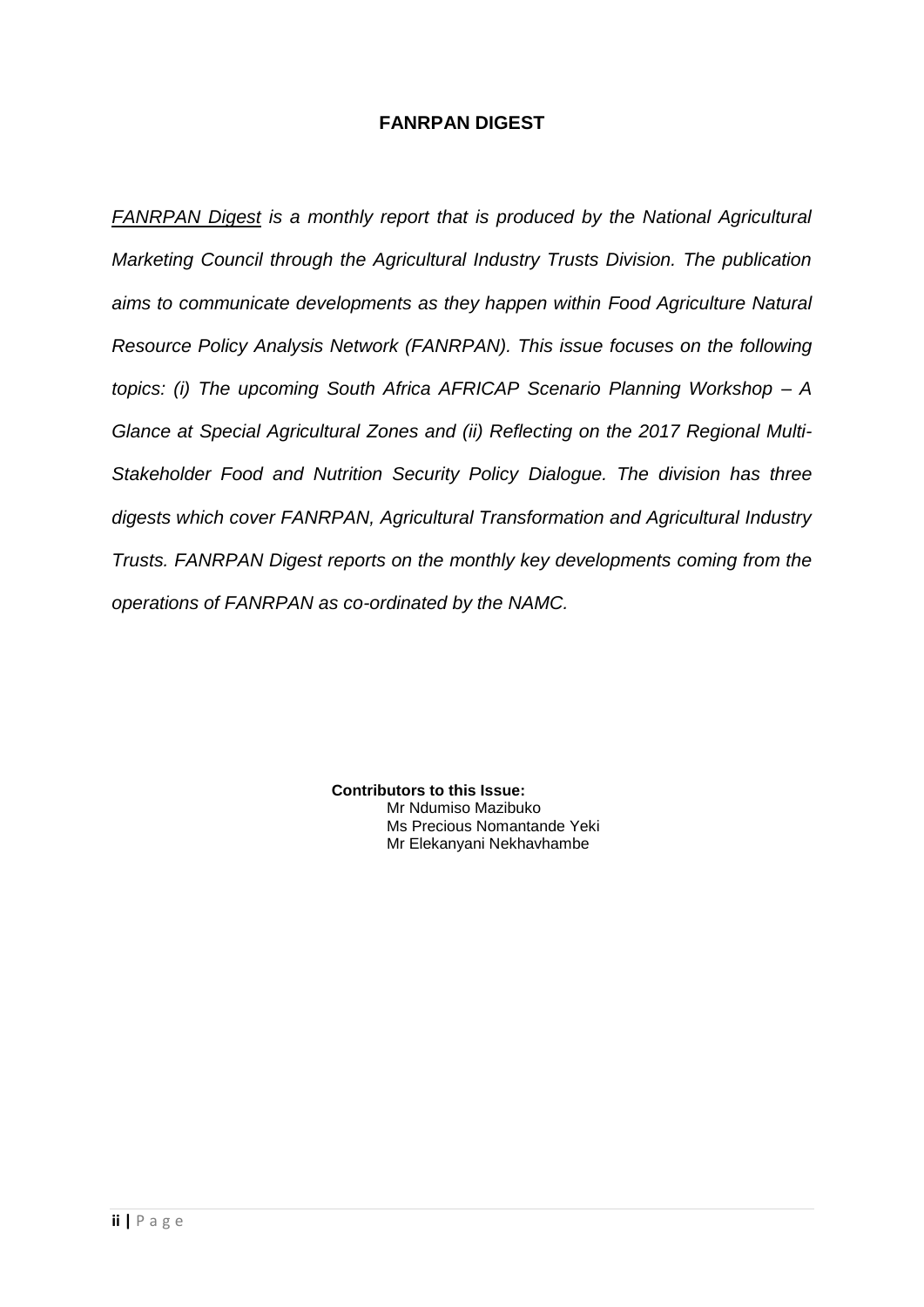# FANRPAN DIGEST

*FANRPAN Digest is a monthly report that is produced by the National Agricultural Marketing Council through the Agricultural Industry Trusts Division. The publication aims to communicate developments as they happen within Food Agriculture Natural Resource Policy Analysis Network (FANRPAN). This issue focuses on the following topics: (i) The upcoming South Africa AFRICAP Scenario Planning Workshop – A Glance at Special Agricultural Zones and (ii) Reflecting on the 2017 Regional Multi-Stakeholder Food and Nutrition Security Policy Dialogue. The division has three digests which cover FANRPAN, Agricultural Transformation and Agricultural Industry Trusts. FANRPAN Digest reports on the monthly key developments coming from the operations of FANRPAN as co-ordinated by the NAMC.*

**Contributors to this Issue:**

Mr Ndumiso Mazibuko
Ms Precious Nomantande Yeki
Mr Elekanyani Nekhavhambe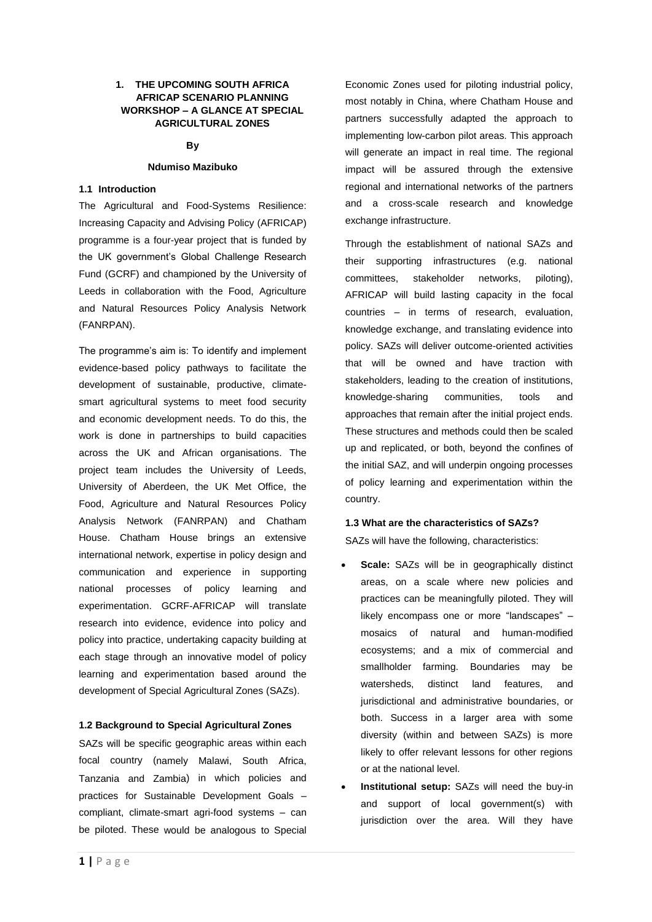# 1. THE UPCOMING SOUTH AFRICA AFRICAP SCENARIO PLANNING WORKSHOP – A GLANCE AT SPECIAL AGRICULTURAL ZONES

**By**

**Ndumiso Mazibuko**

### 1.1 Introduction

The Agricultural and Food-Systems Resilience: Increasing Capacity and Advising Policy (AFRICAP) programme is a four-year project that is funded by the UK government's Global Challenge Research Fund (GCRF) and championed by the University of Leeds in collaboration with the Food, Agriculture and Natural Resources Policy Analysis Network (FANRPAN).

The programme's aim is: To identify and implement evidence-based policy pathways to facilitate the development of sustainable, productive, climate-smart agricultural systems to meet food security and economic development needs. To do this, the work is done in partnerships to build capacities across the UK and African organisations. The project team includes the University of Leeds, University of Aberdeen, the UK Met Office, the Food, Agriculture and Natural Resources Policy Analysis Network (FANRPAN) and Chatham House. Chatham House brings an extensive international network, expertise in policy design and communication and experience in supporting national processes of policy learning and experimentation. GCRF-AFRICAP will translate research into evidence, evidence into policy and policy into practice, undertaking capacity building at each stage through an innovative model of policy learning and experimentation based around the development of Special Agricultural Zones (SAZs).

### 1.2 Background to Special Agricultural Zones

SAZs will be specific geographic areas within each focal country (namely Malawi, South Africa, Tanzania and Zambia) in which policies and practices for Sustainable Development Goals – compliant, climate-smart agri-food systems – can be piloted. These would be analogous to Special Economic Zones used for piloting industrial policy, most notably in China, where Chatham House and partners successfully adapted the approach to implementing low-carbon pilot areas. This approach will generate an impact in real time. The regional impact will be assured through the extensive regional and international networks of the partners and a cross-scale research and knowledge exchange infrastructure.

Through the establishment of national SAZs and their supporting infrastructures (e.g. national committees, stakeholder networks, piloting), AFRICAP will build lasting capacity in the focal countries – in terms of research, evaluation, knowledge exchange, and translating evidence into policy. SAZs will deliver outcome-oriented activities that will be owned and have traction with stakeholders, leading to the creation of institutions, knowledge-sharing communities, tools and approaches that remain after the initial project ends. These structures and methods could then be scaled up and replicated, or both, beyond the confines of the initial SAZ, and will underpin ongoing processes of policy learning and experimentation within the country.

### 1.3 What are the characteristics of SAZs?

SAZs will have the following, characteristics:

- **Scale:** SAZs will be in geographically distinct areas, on a scale where new policies and practices can be meaningfully piloted. They will likely encompass one or more "landscapes" – mosaics of natural and human-modified ecosystems; and a mix of commercial and smallholder farming. Boundaries may be watersheds, distinct land features, and jurisdictional and administrative boundaries, or both. Success in a larger area with some diversity (within and between SAZs) is more likely to offer relevant lessons for other regions or at the national level.
- **Institutional setup:** SAZs will need the buy-in and support of local government(s) with jurisdiction over the area. Will they have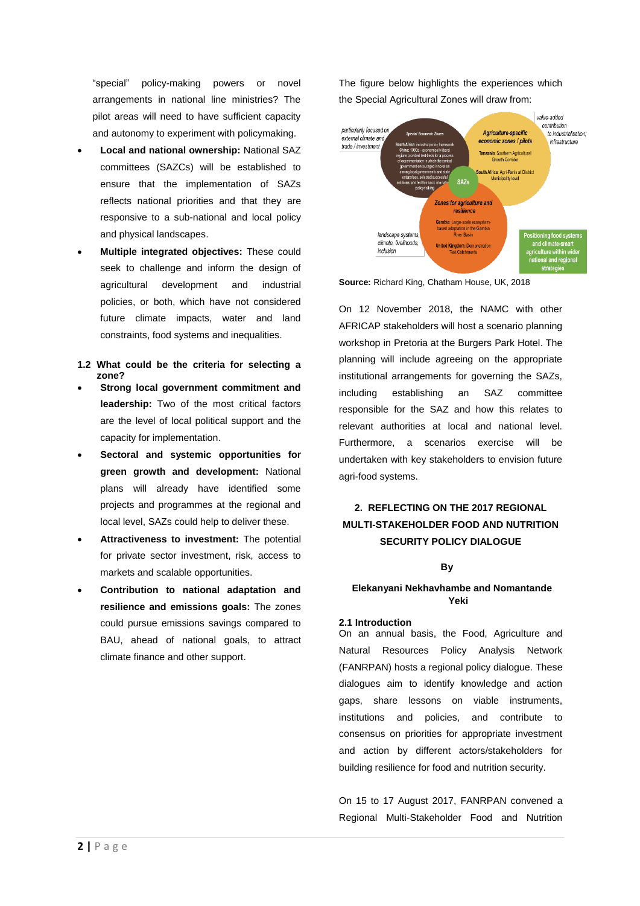"special" policy-making powers or novel arrangements in national line ministries? The pilot areas will need to have sufficient capacity and autonomy to experiment with policymaking.

- **Local and national ownership:** National SAZ committees (SAZCs) will be established to ensure that the implementation of SAZs reflects national priorities and that they are responsive to a sub-national and local policy and physical landscapes.
- **Multiple integrated objectives:** These could seek to challenge and inform the design of agricultural development and industrial policies, or both, which have not considered future climate impacts, water and land constraints, food systems and inequalities.

### 1.2 What could be the criteria for selecting a zone?

- **Strong local government commitment and leadership:** Two of the most critical factors are the level of local political support and the capacity for implementation.
- **Sectoral and systemic opportunities for green growth and development:** National plans will already have identified some projects and programmes at the regional and local level, SAZs could help to deliver these.
- **Attractiveness to investment:** The potential for private sector investment, risk, access to markets and scalable opportunities.
- **Contribution to national adaptation and resilience and emissions goals:** The zones could pursue emissions savings compared to BAU, ahead of national goals, to attract climate finance and other support.

The figure below highlights the experiences which the Special Agricultural Zones will draw from:

particularly focused on external climate and trade / investment

Special Economic Zones — South Africa: industrial policy framework. China: 1990s – economically liberal regions provided test beds for a process of experimentation in which the central government encouraged innovation among local governments and state enterprises, selected successful solutions, and fed this back into wider policymaking

Agriculture-specific economic zones / pilots — Tanzania: Southern Agricultural Growth Corridor. South Africa: Agri-Parks at District Municipality level

value-added contribution to industrialisation; infrastructure

SAZs

Zones for agriculture and resilience — Gambia: Large-scale ecosystem-based adaptation in the Gambia River Basin. United Kingdom: Demonstration Test Catchments

landscape systems, climate, livelihoods, inclusion

Positioning food systems and climate-smart agriculture within wider national and regional strategies

**Source:** Richard King, Chatham House, UK, 2018

On 12 November 2018, the NAMC with other AFRICAP stakeholders will host a scenario planning workshop in Pretoria at the Burgers Park Hotel. The planning will include agreeing on the appropriate institutional arrangements for governing the SAZs, including establishing an SAZ committee responsible for the SAZ and how this relates to relevant authorities at local and national level. Furthermore, a scenarios exercise will be undertaken with key stakeholders to envision future agri-food systems.

## 2. REFLECTING ON THE 2017 REGIONAL MULTI-STAKEHOLDER FOOD AND NUTRITION SECURITY POLICY DIALOGUE

**By**

**Elekanyani Nekhavhambe and Nomantande Yeki**

### 2.1 Introduction

On an annual basis, the Food, Agriculture and Natural Resources Policy Analysis Network (FANRPAN) hosts a regional policy dialogue. These dialogues aim to identify knowledge and action gaps, share lessons on viable instruments, institutions and policies, and contribute to consensus on priorities for appropriate investment and action by different actors/stakeholders for building resilience for food and nutrition security.

On 15 to 17 August 2017, FANRPAN convened a Regional Multi-Stakeholder Food and Nutrition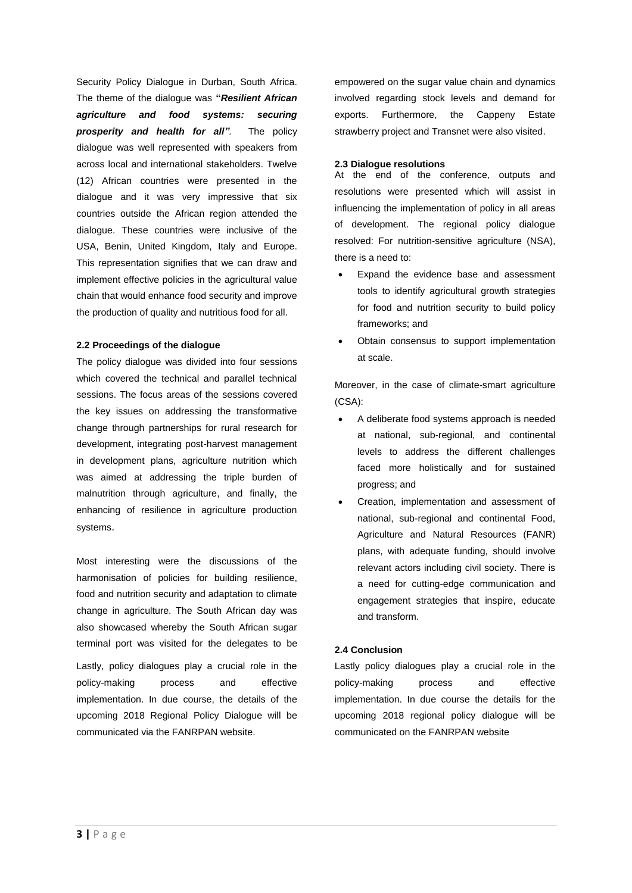Security Policy Dialogue in Durban, South Africa. The theme of the dialogue was ***"Resilient African agriculture and food systems: securing prosperity and health for all".*** The policy dialogue was well represented with speakers from across local and international stakeholders. Twelve (12) African countries were presented in the dialogue and it was very impressive that six countries outside the African region attended the dialogue. These countries were inclusive of the USA, Benin, United Kingdom, Italy and Europe. This representation signifies that we can draw and implement effective policies in the agricultural value chain that would enhance food security and improve the production of quality and nutritious food for all.

### 2.2 Proceedings of the dialogue

The policy dialogue was divided into four sessions which covered the technical and parallel technical sessions. The focus areas of the sessions covered the key issues on addressing the transformative change through partnerships for rural research for development, integrating post-harvest management in development plans, agriculture nutrition which was aimed at addressing the triple burden of malnutrition through agriculture, and finally, the enhancing of resilience in agriculture production systems.

Most interesting were the discussions of the harmonisation of policies for building resilience, food and nutrition security and adaptation to climate change in agriculture. The South African day was also showcased whereby the South African sugar terminal port was visited for the delegates to be empowered on the sugar value chain and dynamics involved regarding stock levels and demand for exports. Furthermore, the Cappeny Estate strawberry project and Transnet were also visited.

Lastly, policy dialogues play a crucial role in the policy-making process and effective implementation. In due course, the details of the upcoming 2018 Regional Policy Dialogue will be communicated via the FANRPAN website.

### 2.3 Dialogue resolutions

At the end of the conference, outputs and resolutions were presented which will assist in influencing the implementation of policy in all areas of development. The regional policy dialogue resolved: For nutrition-sensitive agriculture (NSA), there is a need to:

- Expand the evidence base and assessment tools to identify agricultural growth strategies for food and nutrition security to build policy frameworks; and
- Obtain consensus to support implementation at scale.

Moreover, in the case of climate-smart agriculture (CSA):

- A deliberate food systems approach is needed at national, sub-regional, and continental levels to address the different challenges faced more holistically and for sustained progress; and
- Creation, implementation and assessment of national, sub-regional and continental Food, Agriculture and Natural Resources (FANR) plans, with adequate funding, should involve relevant actors including civil society. There is a need for cutting-edge communication and engagement strategies that inspire, educate and transform.

### 2.4 Conclusion

Lastly policy dialogues play a crucial role in the policy-making process and effective implementation. In due course the details for the upcoming 2018 regional policy dialogue will be communicated on the FANRPAN website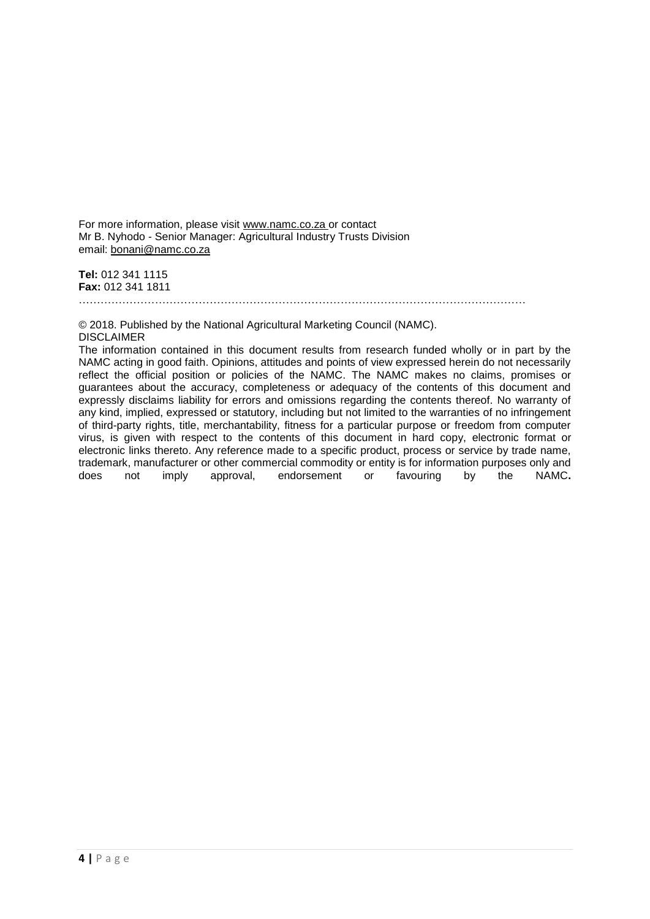For more information, please visit www.namc.co.za or contact
Mr B. Nyhodo - Senior Manager: Agricultural Industry Trusts Division
email: bonani@namc.co.za

**Tel:** 012 341 1115
**Fax:** 012 341 1811

……………………………………………………………………………………………………………

© 2018. Published by the National Agricultural Marketing Council (NAMC).
DISCLAIMER
The information contained in this document results from research funded wholly or in part by the NAMC acting in good faith. Opinions, attitudes and points of view expressed herein do not necessarily reflect the official position or policies of the NAMC. The NAMC makes no claims, promises or guarantees about the accuracy, completeness or adequacy of the contents of this document and expressly disclaims liability for errors and omissions regarding the contents thereof. No warranty of any kind, implied, expressed or statutory, including but not limited to the warranties of no infringement of third-party rights, title, merchantability, fitness for a particular purpose or freedom from computer virus, is given with respect to the contents of this document in hard copy, electronic format or electronic links thereto. Any reference made to a specific product, process or service by trade name, trademark, manufacturer or other commercial commodity or entity is for information purposes only and does not imply approval, endorsement or favouring by the NAMC**.**